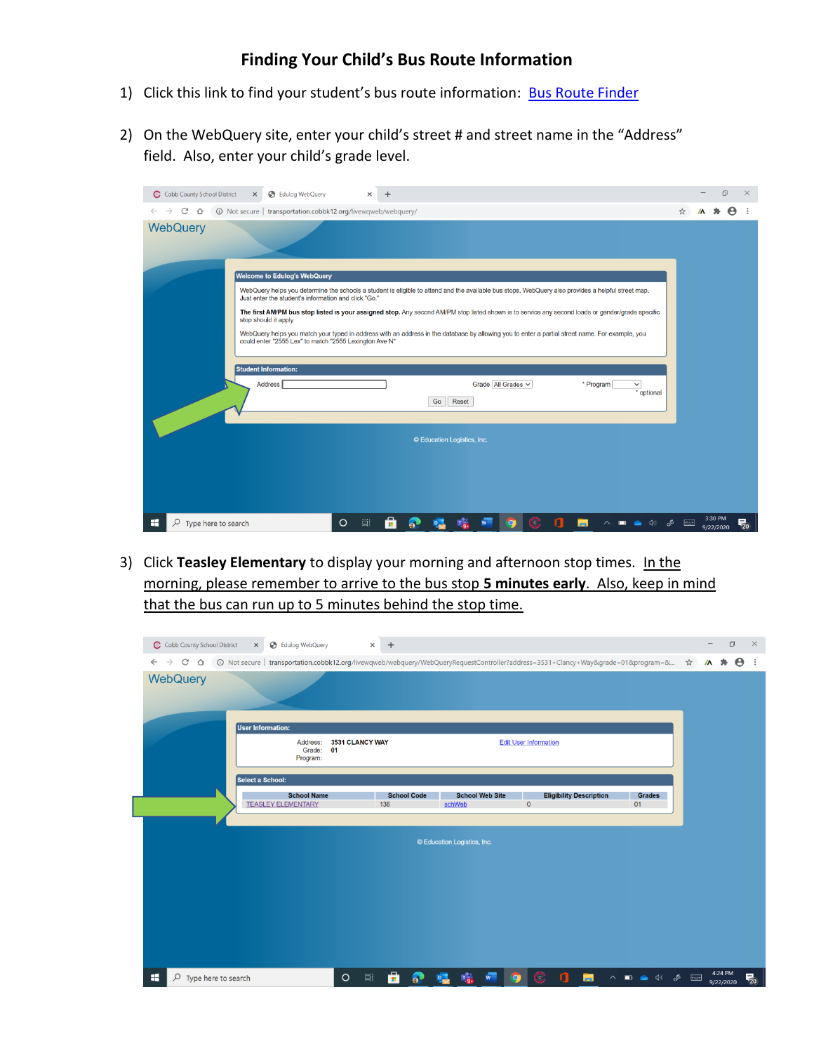# Finding Your Child's Bus Route Information

1) Click this link to find your student's bus route information: Bus Route Finder

2) On the WebQuery site, enter your child's street # and street name in the "Address" field. Also, enter your child's grade level.

3) Click **Teasley Elementary** to display your morning and afternoon stop times. <u>In the morning, please remember to arrive to the bus stop **5 minutes early**. Also, keep in mind that the bus can run up to 5 minutes behind the stop time.</u>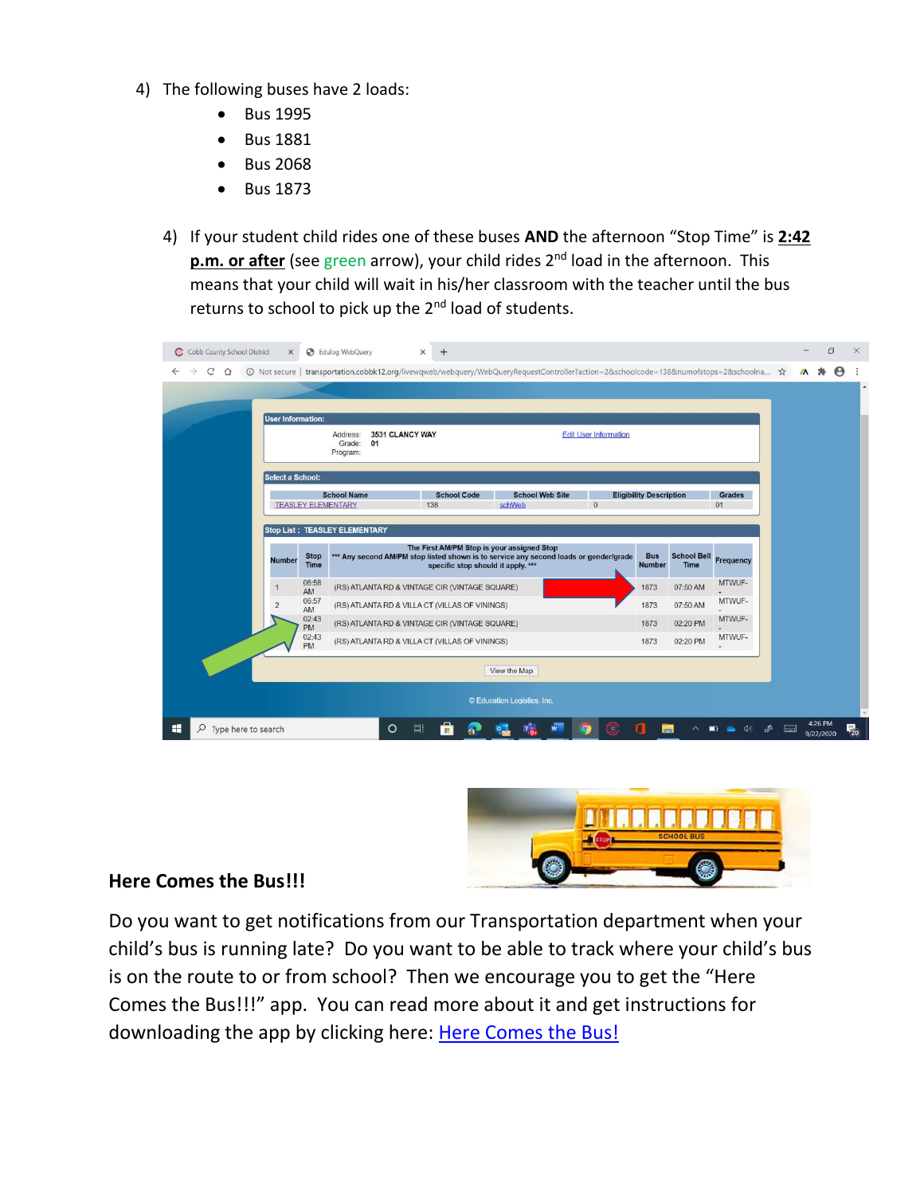4) The following buses have 2 loads:

- Bus 1995
- Bus 1881
- Bus 2068
- Bus 1873

4) If your student child rides one of these buses **AND** the afternoon "Stop Time" is **2:42 p.m. or after** (see green arrow), your child rides 2nd load in the afternoon. This means that your child will wait in his/her classroom with the teacher until the bus returns to school to pick up the 2nd load of students.

**Here Comes the Bus!!!**

Do you want to get notifications from our Transportation department when your child's bus is running late? Do you want to be able to track where your child's bus is on the route to or from school? Then we encourage you to get the "Here Comes the Bus!!!" app. You can read more about it and get instructions for downloading the app by clicking here: Here Comes the Bus!